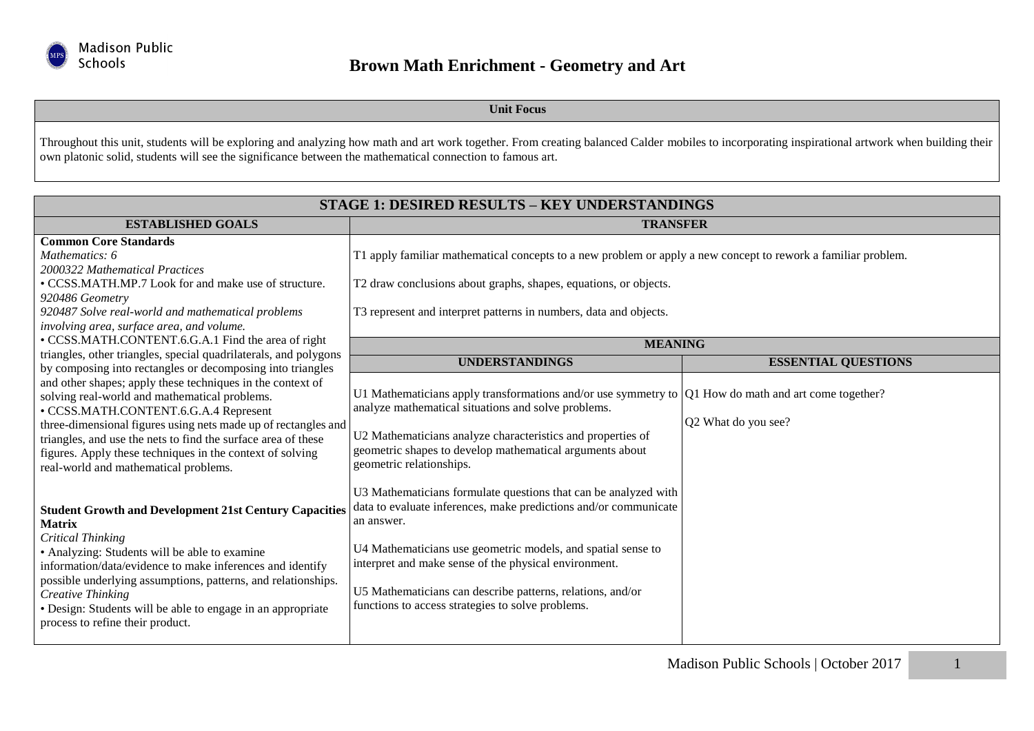# Brown Math Enrichment - Geometry and Art

## Unit Focus

Throughout this unit, students will be exploring and analyzing how math and art work together. From creating balanced Calder mobiles to incorporating inspirational artwork when building their own platonic solid, students will see the significance between the mathematical connection to famous art.

## STAGE 1: DESIRED RESULTS – KEY UNDERSTANDINGS

| ESTABLISHED GOALS | TRANSFER | |
|---|---|---|
| **Common Core Standards**<br>*Mathematics: 6*<br>*2000322 Mathematical Practices*<br>• CCSS.MATH.MP.7 Look for and make use of structure.<br>*920486 Geometry*<br>*920487 Solve real-world and mathematical problems involving area, surface area, and volume.*<br>• CCSS.MATH.CONTENT.6.G.A.1 Find the area of right triangles, other triangles, special quadrilaterals, and polygons by composing into rectangles or decomposing into triangles and other shapes; apply these techniques in the context of solving real-world and mathematical problems.<br>• CCSS.MATH.CONTENT.6.G.A.4 Represent three-dimensional figures using nets made up of rectangles and triangles, and use the nets to find the surface area of these figures. Apply these techniques in the context of solving real-world and mathematical problems.<br><br>**Student Growth and Development 21st Century Capacities Matrix**<br>*Critical Thinking*<br>• Analyzing: Students will be able to examine information/data/evidence to make inferences and identify possible underlying assumptions, patterns, and relationships.<br>*Creative Thinking*<br>• Design: Students will be able to engage in an appropriate process to refine their product. | T1 apply familiar mathematical concepts to a new problem or apply a new concept to rework a familiar problem.<br><br>T2 draw conclusions about graphs, shapes, equations, or objects.<br><br>T3 represent and interpret patterns in numbers, data and objects.<br><br>**MEANING**<br><br>**UNDERSTANDINGS**<br><br>U1 Mathematicians apply transformations and/or use symmetry to analyze mathematical situations and solve problems.<br><br>U2 Mathematicians analyze characteristics and properties of geometric shapes to develop mathematical arguments about geometric relationships.<br><br>U3 Mathematicians formulate questions that can be analyzed with data to evaluate inferences, make predictions and/or communicate an answer.<br><br>U4 Mathematicians use geometric models, and spatial sense to interpret and make sense of the physical environment.<br><br>U5 Mathematicians can describe patterns, relations, and/or functions to access strategies to solve problems. | <br><br><br><br><br><br><br><br>**ESSENTIAL QUESTIONS**<br><br>Q1 How do math and art come together?<br><br>Q2 What do you see? |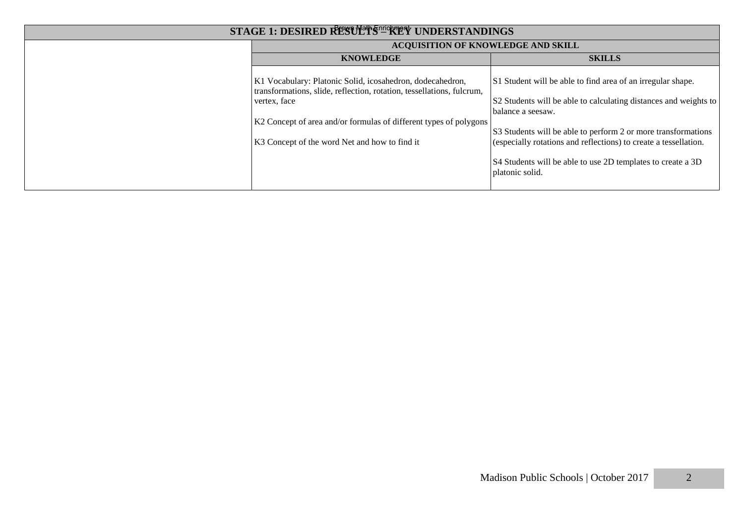| STAGE 1: DESIRED RESULTS – KEY UNDERSTANDINGS | | |
|---|---|---|
| | ACQUISITION OF KNOWLEDGE AND SKILL | |
| | KNOWLEDGE | SKILLS |
| | K1 Vocabulary: Platonic Solid, icosahedron, dodecahedron, transformations, slide, reflection, rotation, tessellations, fulcrum, vertex, face<br><br>K2 Concept of area and/or formulas of different types of polygons<br><br>K3 Concept of the word Net and how to find it | S1 Student will be able to find area of an irregular shape.<br><br>S2 Students will be able to calculating distances and weights to balance a seesaw.<br><br>S3 Students will be able to perform 2 or more transformations (especially rotations and reflections) to create a tessellation.<br><br>S4 Students will be able to use 2D templates to create a 3D platonic solid. |